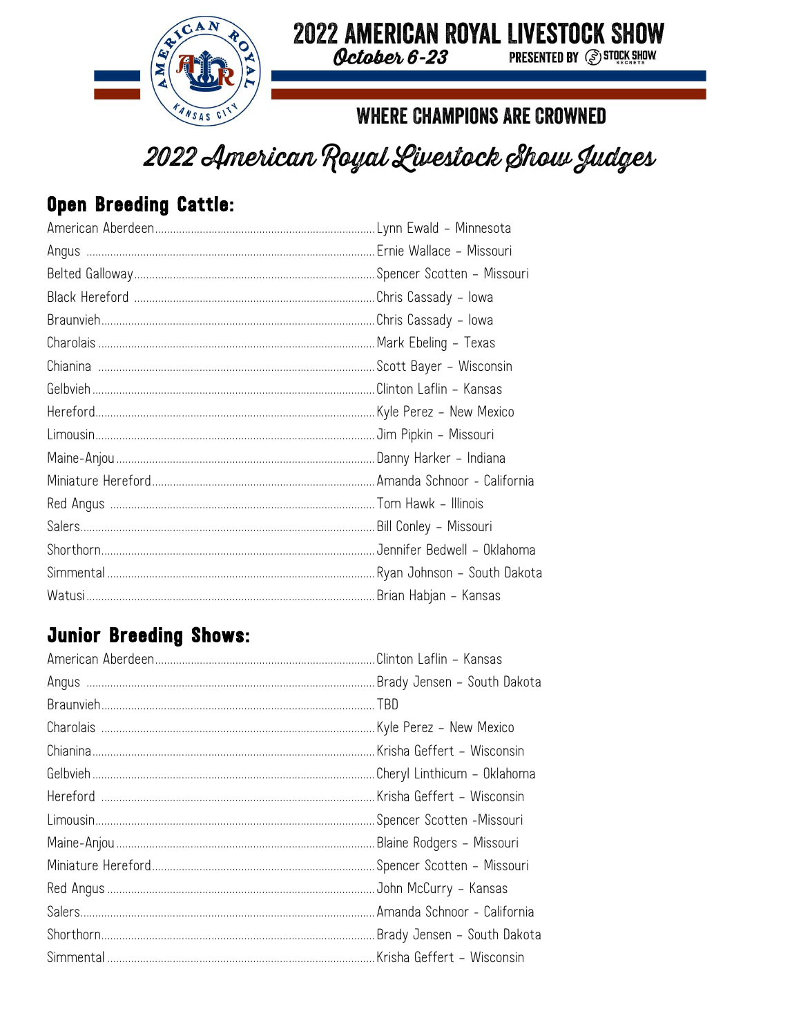# 2022 AMERICAN ROYAL LIVESTOCK SHOW

*October 6-23*

PRESENTED BY STOCK SHOW SECRETS

WHERE CHAMPIONS ARE CROWNED

## *2022 American Royal Livestock Show Judges*

### Open Breeding Cattle:

American Aberdeen.......... Lynn Ewald – Minnesota
Angus .......... Ernie Wallace – Missouri
Belted Galloway.......... Spencer Scotten – Missouri
Black Hereford .......... Chris Cassady – Iowa
Braunvieh.......... Chris Cassady – Iowa
Charolais .......... Mark Ebeling – Texas
Chianina .......... Scott Bayer – Wisconsin
Gelbvieh .......... Clinton Laflin – Kansas
Hereford.......... Kyle Perez – New Mexico
Limousin.......... Jim Pipkin – Missouri
Maine-Anjou .......... Danny Harker – Indiana
Miniature Hereford.......... Amanda Schnoor - California
Red Angus .......... Tom Hawk – Illinois
Salers.......... Bill Conley – Missouri
Shorthorn.......... Jennifer Bedwell – Oklahoma
Simmental .......... Ryan Johnson – South Dakota
Watusi .......... Brian Habjan – Kansas

### Junior Breeding Shows:

American Aberdeen.......... Clinton Laflin – Kansas
Angus .......... Brady Jensen – South Dakota
Braunvieh.......... TBD
Charolais .......... Kyle Perez – New Mexico
Chianina.......... Krisha Geffert – Wisconsin
Gelbvieh .......... Cheryl Linthicum – Oklahoma
Hereford .......... Krisha Geffert – Wisconsin
Limousin.......... Spencer Scotten -Missouri
Maine-Anjou .......... Blaine Rodgers – Missouri
Miniature Hereford.......... Spencer Scotten – Missouri
Red Angus .......... John McCurry – Kansas
Salers.......... Amanda Schnoor - California
Shorthorn.......... Brady Jensen – South Dakota
Simmental .......... Krisha Geffert – Wisconsin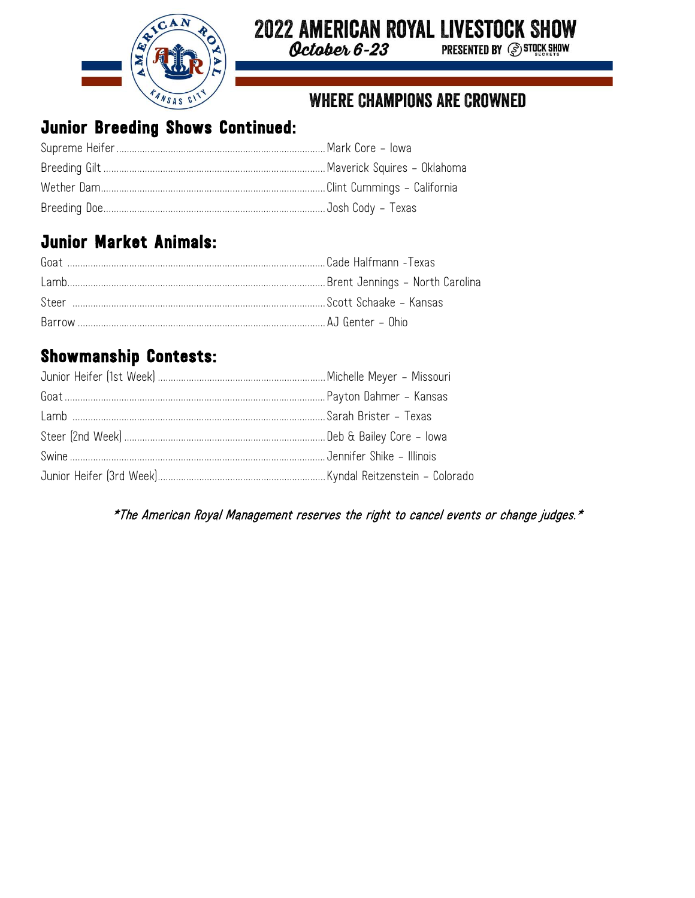# 2022 AMERICAN ROYAL LIVESTOCK SHOW

*October 6-23*

PRESENTED BY STOCK SHOW SECRETS

## WHERE CHAMPIONS ARE CROWNED

## Junior Breeding Shows Continued:

| | |
|---|---|
| Supreme Heifer | Mark Core – Iowa |
| Breeding Gilt | Maverick Squires – Oklahoma |
| Wether Dam | Clint Cummings – California |
| Breeding Doe | Josh Cody – Texas |

## Junior Market Animals:

| | |
|---|---|
| Goat | Cade Halfmann -Texas |
| Lamb | Brent Jennings – North Carolina |
| Steer | Scott Schaake – Kansas |
| Barrow | AJ Genter – Ohio |

## Showmanship Contests:

| | |
|---|---|
| Junior Heifer (1st Week) | Michelle Meyer – Missouri |
| Goat | Payton Dahmer – Kansas |
| Lamb | Sarah Brister – Texas |
| Steer (2nd Week) | Deb & Bailey Core – Iowa |
| Swine | Jennifer Shike – Illinois |
| Junior Heifer (3rd Week) | Kyndal Reitzenstein – Colorado |

*\*The American Royal Management reserves the right to cancel events or change judges.\**